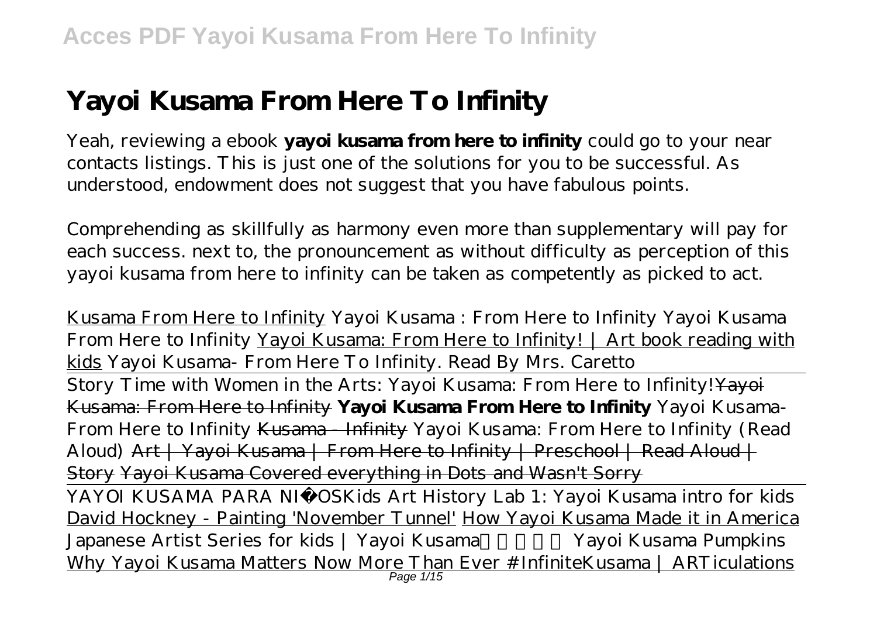# Yayoi Kusama From Here To Infinity

Yeah, reviewing a ebook **yayoi kusama from here to infinity** could go to your near contacts listings. This is just one of the solutions for you to be successful. As understood, endowment does not suggest that you have fabulous points.

Comprehending as skillfully as harmony even more than supplementary will pay for each success. next to, the pronouncement as without difficulty as perception of this yayoi kusama from here to infinity can be taken as competently as picked to act.

Kusama From Here to Infinity *Yayoi Kusama : From Here to Infinity* *Yayoi Kusama From Here to Infinity* Yayoi Kusama: From Here to Infinity! | Art book reading with kids *Yayoi Kusama- From Here To Infinity. Read By Mrs. Caretto*

Story Time with Women in the Arts: Yayoi Kusama: From Here to Infinity! ~~Yayoi Kusama: From Here to Infinity~~ **Yayoi Kusama From Here to Infinity** *Yayoi Kusama- From Here to Infinity* ~~Kusama - Infinity~~ *Yayoi Kusama: From Here to Infinity (Read Aloud)* ~~Art | Yayoi Kusama | From Here to Infinity | Preschool | Read Aloud | Story~~ ~~Yayoi Kusama Covered everything in Dots and Wasn't Sorry~~

YAYOI KUSAMA PARA NIÑOS*Kids Art History Lab 1: Yayoi Kusama intro for kids* David Hockney - Painting 'November Tunnel' How Yayoi Kusama Made it in America *Japanese Artist Series for kids | Yayoi Kusama* *Yayoi Kusama Pumpkins* Why Yayoi Kusama Matters Now More Than Ever #InfiniteKusama | ARTiculations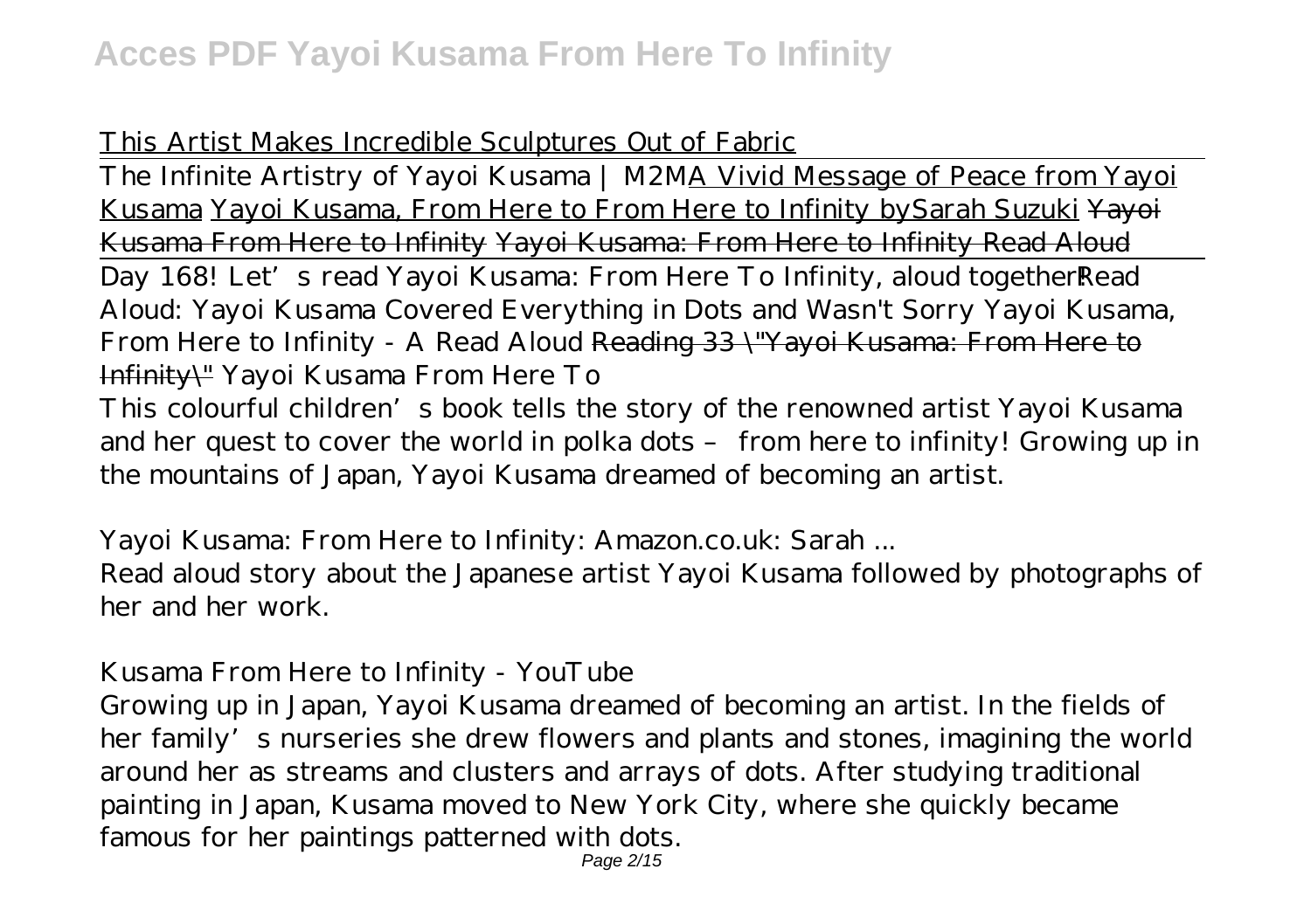This Artist Makes Incredible Sculptures Out of Fabric

The Infinite Artistry of Yayoi Kusama | M2M A Vivid Message of Peace from Yayoi Kusama Yayoi Kusama, From Here to From Here to Infinity bySarah Suzuki Yayoi Kusama From Here to Infinity Yayoi Kusama: From Here to Infinity Read Aloud

Day 168! Let's read Yayoi Kusama: From Here To Infinity, aloud together! *Read Aloud: Yayoi Kusama Covered Everything in Dots and Wasn't Sorry Yayoi Kusama, From Here to Infinity - A Read Aloud* Reading 33 \"Yayoi Kusama: From Here to Infinity\" *Yayoi Kusama From Here To*

This colourful children's book tells the story of the renowned artist Yayoi Kusama and her quest to cover the world in polka dots – from here to infinity! Growing up in the mountains of Japan, Yayoi Kusama dreamed of becoming an artist.

*Yayoi Kusama: From Here to Infinity: Amazon.co.uk: Sarah ...*

Read aloud story about the Japanese artist Yayoi Kusama followed by photographs of her and her work.

*Kusama From Here to Infinity - YouTube*

Growing up in Japan, Yayoi Kusama dreamed of becoming an artist. In the fields of her family's nurseries she drew flowers and plants and stones, imagining the world around her as streams and clusters and arrays of dots. After studying traditional painting in Japan, Kusama moved to New York City, where she quickly became famous for her paintings patterned with dots.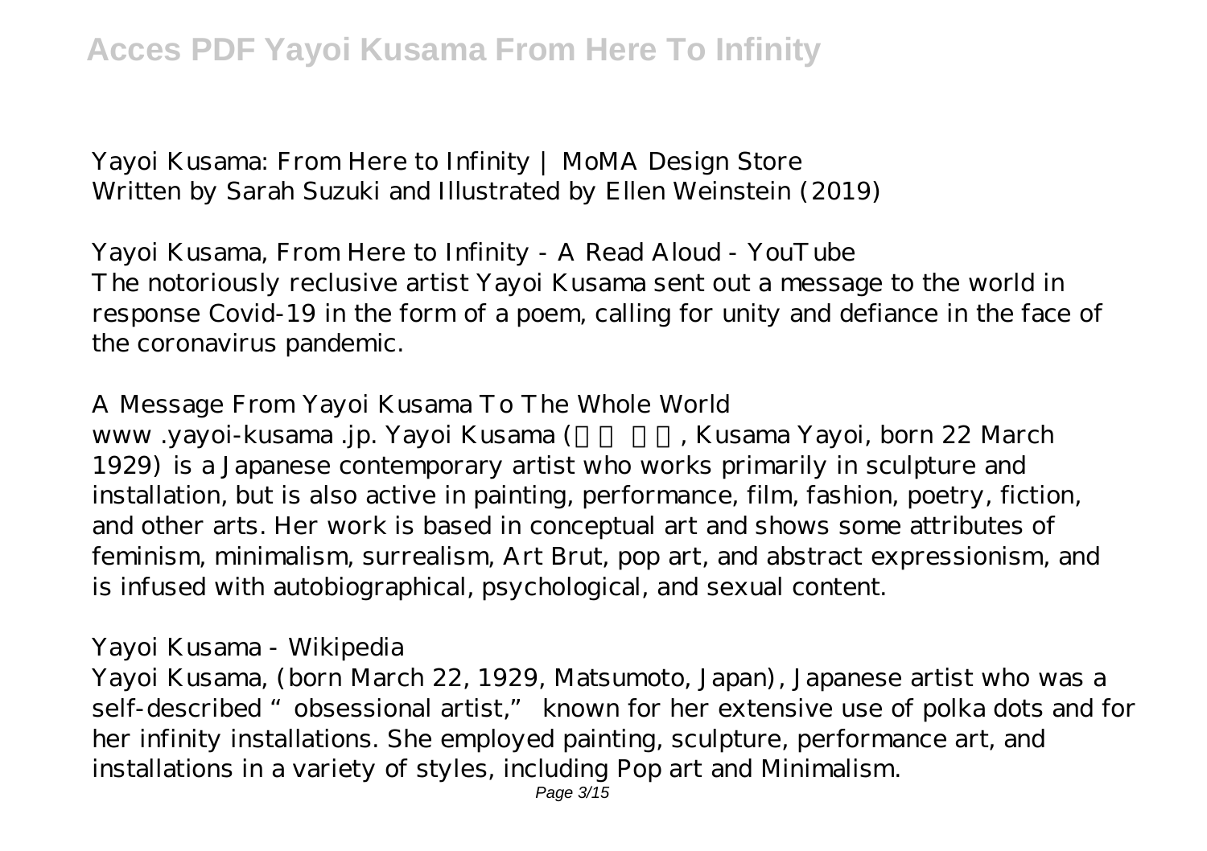*Yayoi Kusama: From Here to Infinity | MoMA Design Store*
Written by Sarah Suzuki and Illustrated by Ellen Weinstein (2019)

*Yayoi Kusama, From Here to Infinity - A Read Aloud - YouTube*
The notoriously reclusive artist Yayoi Kusama sent out a message to the world in response Covid-19 in the form of a poem, calling for unity and defiance in the face of the coronavirus pandemic.

*A Message From Yayoi Kusama To The Whole World*
www .yayoi-kusama .jp. Yayoi Kusama (草間彌生, Kusama Yayoi, born 22 March 1929) is a Japanese contemporary artist who works primarily in sculpture and installation, but is also active in painting, performance, film, fashion, poetry, fiction, and other arts. Her work is based in conceptual art and shows some attributes of feminism, minimalism, surrealism, Art Brut, pop art, and abstract expressionism, and is infused with autobiographical, psychological, and sexual content.

*Yayoi Kusama - Wikipedia*
Yayoi Kusama, (born March 22, 1929, Matsumoto, Japan), Japanese artist who was a self-described "obsessional artist," known for her extensive use of polka dots and for her infinity installations. She employed painting, sculpture, performance art, and installations in a variety of styles, including Pop art and Minimalism.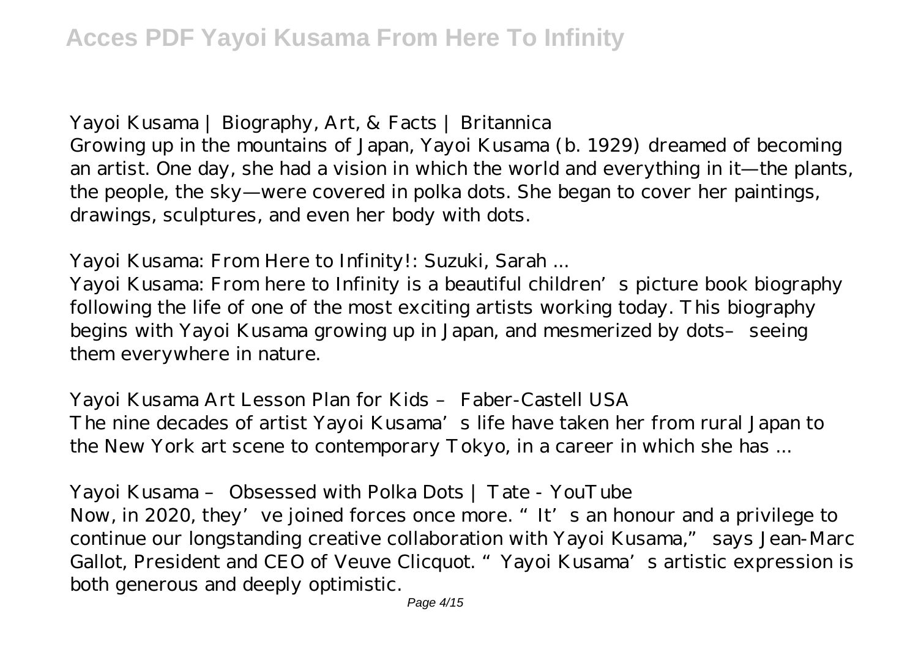*Yayoi Kusama | Biography, Art, & Facts | Britannica*

Growing up in the mountains of Japan, Yayoi Kusama (b. 1929) dreamed of becoming an artist. One day, she had a vision in which the world and everything in it—the plants, the people, the sky—were covered in polka dots. She began to cover her paintings, drawings, sculptures, and even her body with dots.

*Yayoi Kusama: From Here to Infinity!: Suzuki, Sarah ...*

Yayoi Kusama: From here to Infinity is a beautiful children's picture book biography following the life of one of the most exciting artists working today. This biography begins with Yayoi Kusama growing up in Japan, and mesmerized by dots– seeing them everywhere in nature.

*Yayoi Kusama Art Lesson Plan for Kids – Faber-Castell USA*

The nine decades of artist Yayoi Kusama's life have taken her from rural Japan to the New York art scene to contemporary Tokyo, in a career in which she has ...

*Yayoi Kusama – Obsessed with Polka Dots | Tate - YouTube*

Now, in 2020, they've joined forces once more. "It's an honour and a privilege to continue our longstanding creative collaboration with Yayoi Kusama," says Jean-Marc Gallot, President and CEO of Veuve Clicquot. "Yayoi Kusama's artistic expression is both generous and deeply optimistic.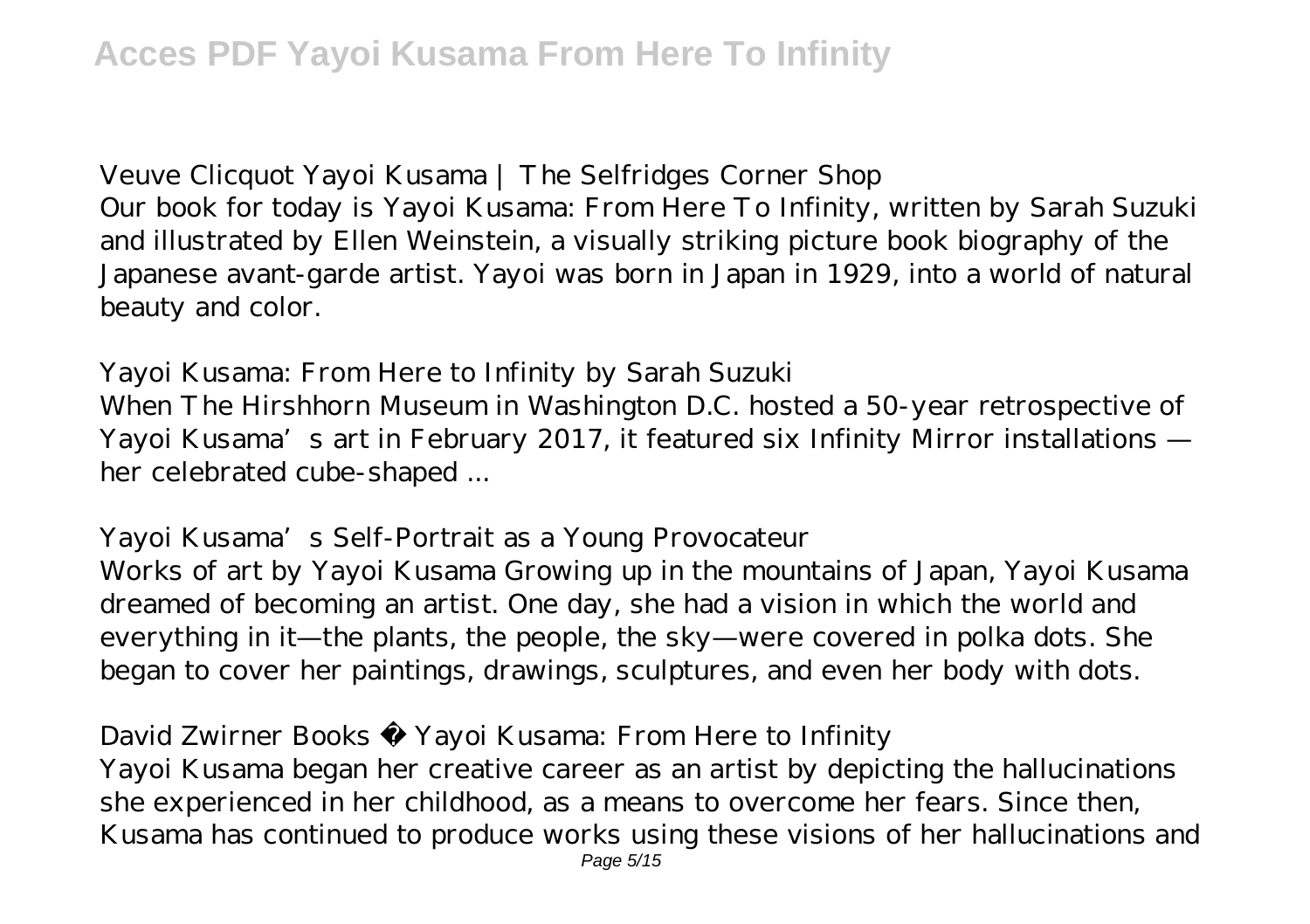*Veuve Clicquot Yayoi Kusama | The Selfridges Corner Shop*

Our book for today is Yayoi Kusama: From Here To Infinity, written by Sarah Suzuki and illustrated by Ellen Weinstein, a visually striking picture book biography of the Japanese avant-garde artist. Yayoi was born in Japan in 1929, into a world of natural beauty and color.

*Yayoi Kusama: From Here to Infinity by Sarah Suzuki*

When The Hirshhorn Museum in Washington D.C. hosted a 50-year retrospective of Yayoi Kusama's art in February 2017, it featured six Infinity Mirror installations — her celebrated cube-shaped ...

*Yayoi Kusama's Self-Portrait as a Young Provocateur*

Works of art by Yayoi Kusama Growing up in the mountains of Japan, Yayoi Kusama dreamed of becoming an artist. One day, she had a vision in which the world and everything in it—the plants, the people, the sky—were covered in polka dots. She began to cover her paintings, drawings, sculptures, and even her body with dots.

*David Zwirner Books · Yayoi Kusama: From Here to Infinity*

Yayoi Kusama began her creative career as an artist by depicting the hallucinations she experienced in her childhood, as a means to overcome her fears. Since then, Kusama has continued to produce works using these visions of her hallucinations and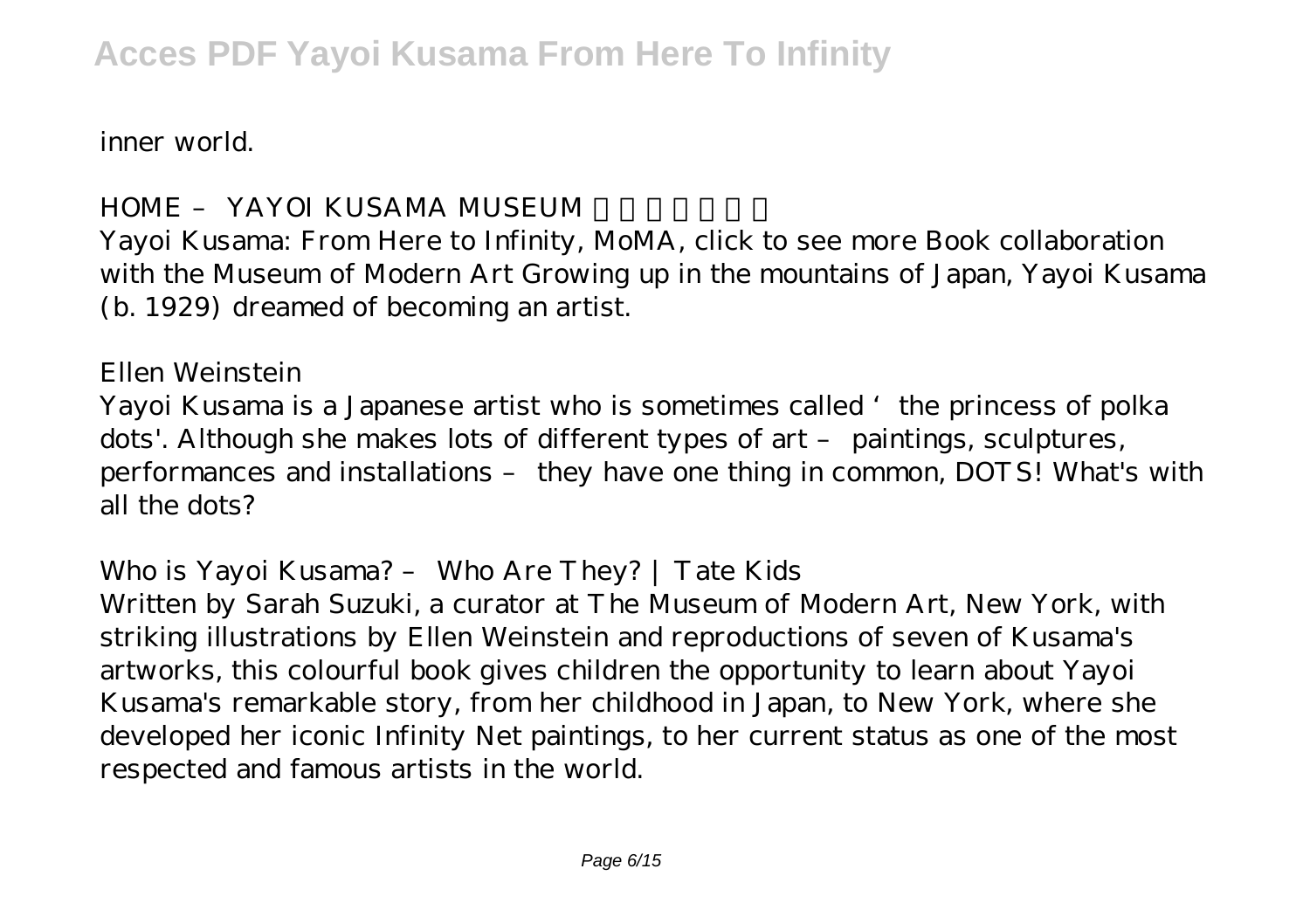inner world.

*HOME – YAYOI KUSAMA MUSEUM*

Yayoi Kusama: From Here to Infinity, MoMA, click to see more Book collaboration with the Museum of Modern Art Growing up in the mountains of Japan, Yayoi Kusama (b. 1929) dreamed of becoming an artist.

*Ellen Weinstein*

Yayoi Kusama is a Japanese artist who is sometimes called 'the princess of polka dots'. Although she makes lots of different types of art – paintings, sculptures, performances and installations – they have one thing in common, DOTS! What's with all the dots?

*Who is Yayoi Kusama? – Who Are They? | Tate Kids*

Written by Sarah Suzuki, a curator at The Museum of Modern Art, New York, with striking illustrations by Ellen Weinstein and reproductions of seven of Kusama's artworks, this colourful book gives children the opportunity to learn about Yayoi Kusama's remarkable story, from her childhood in Japan, to New York, where she developed her iconic Infinity Net paintings, to her current status as one of the most respected and famous artists in the world.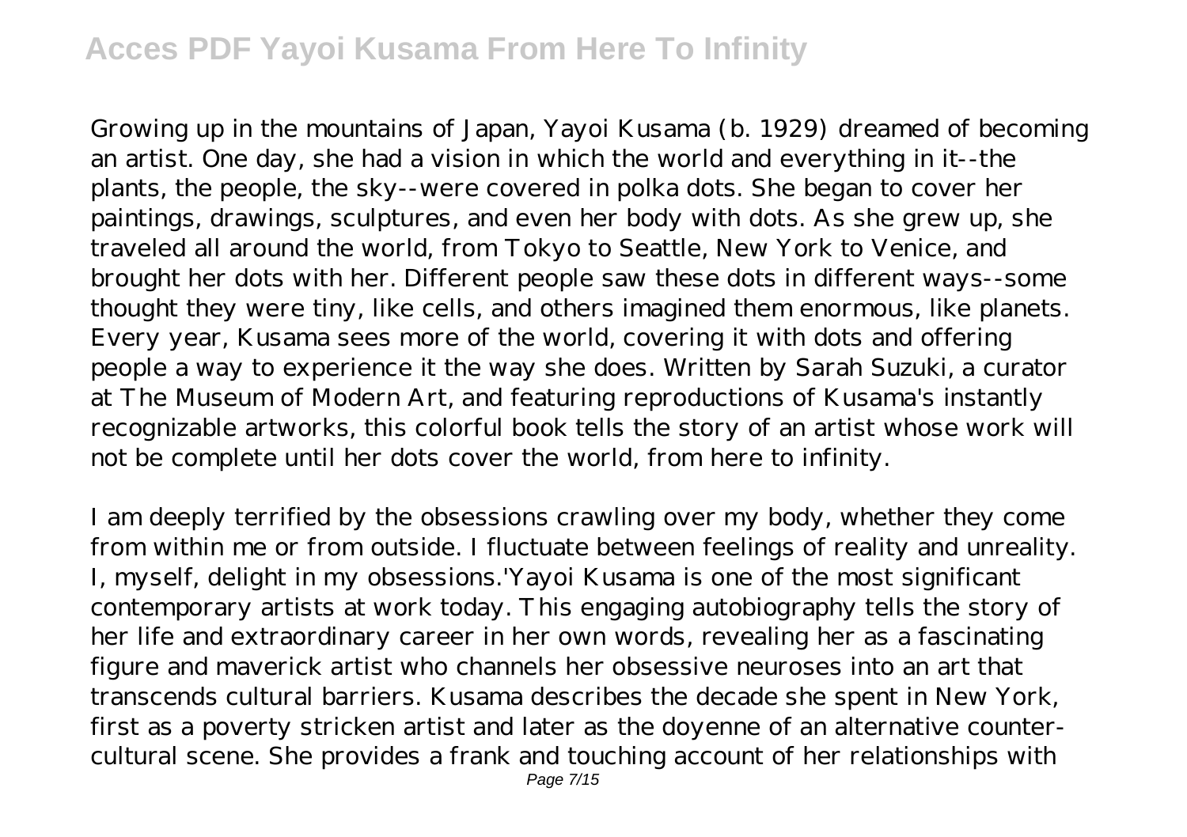Growing up in the mountains of Japan, Yayoi Kusama (b. 1929) dreamed of becoming an artist. One day, she had a vision in which the world and everything in it--the plants, the people, the sky--were covered in polka dots. She began to cover her paintings, drawings, sculptures, and even her body with dots. As she grew up, she traveled all around the world, from Tokyo to Seattle, New York to Venice, and brought her dots with her. Different people saw these dots in different ways--some thought they were tiny, like cells, and others imagined them enormous, like planets. Every year, Kusama sees more of the world, covering it with dots and offering people a way to experience it the way she does. Written by Sarah Suzuki, a curator at The Museum of Modern Art, and featuring reproductions of Kusama's instantly recognizable artworks, this colorful book tells the story of an artist whose work will not be complete until her dots cover the world, from here to infinity.

I am deeply terrified by the obsessions crawling over my body, whether they come from within me or from outside. I fluctuate between feelings of reality and unreality. I, myself, delight in my obsessions.'Yayoi Kusama is one of the most significant contemporary artists at work today. This engaging autobiography tells the story of her life and extraordinary career in her own words, revealing her as a fascinating figure and maverick artist who channels her obsessive neuroses into an art that transcends cultural barriers. Kusama describes the decade she spent in New York, first as a poverty stricken artist and later as the doyenne of an alternative counter-cultural scene. She provides a frank and touching account of her relationships with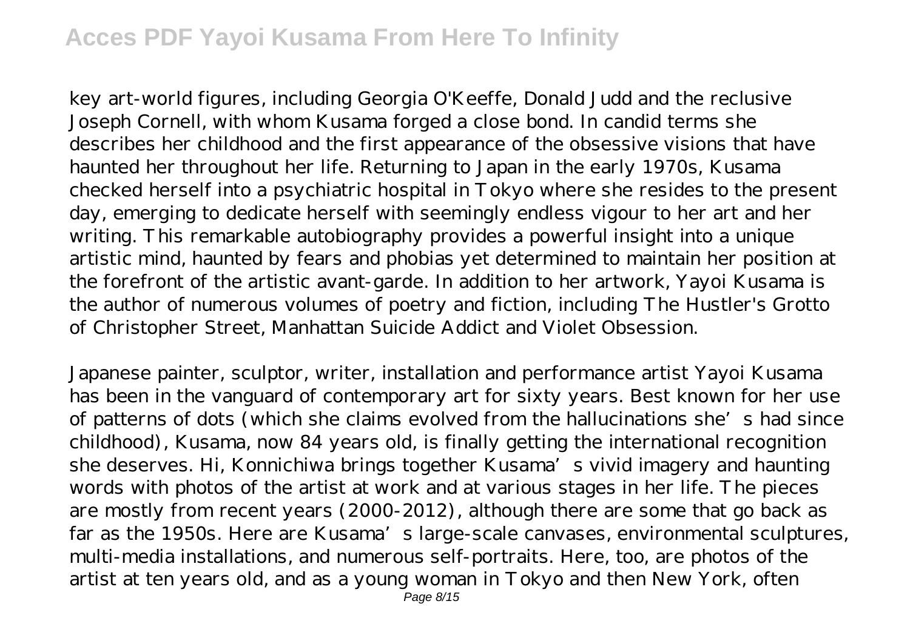key art-world figures, including Georgia O'Keeffe, Donald Judd and the reclusive Joseph Cornell, with whom Kusama forged a close bond. In candid terms she describes her childhood and the first appearance of the obsessive visions that have haunted her throughout her life. Returning to Japan in the early 1970s, Kusama checked herself into a psychiatric hospital in Tokyo where she resides to the present day, emerging to dedicate herself with seemingly endless vigour to her art and her writing. This remarkable autobiography provides a powerful insight into a unique artistic mind, haunted by fears and phobias yet determined to maintain her position at the forefront of the artistic avant-garde. In addition to her artwork, Yayoi Kusama is the author of numerous volumes of poetry and fiction, including The Hustler's Grotto of Christopher Street, Manhattan Suicide Addict and Violet Obsession.

Japanese painter, sculptor, writer, installation and performance artist Yayoi Kusama has been in the vanguard of contemporary art for sixty years. Best known for her use of patterns of dots (which she claims evolved from the hallucinations she's had since childhood), Kusama, now 84 years old, is finally getting the international recognition she deserves. Hi, Konnichiwa brings together Kusama's vivid imagery and haunting words with photos of the artist at work and at various stages in her life. The pieces are mostly from recent years (2000-2012), although there are some that go back as far as the 1950s. Here are Kusama's large-scale canvases, environmental sculptures, multi-media installations, and numerous self-portraits. Here, too, are photos of the artist at ten years old, and as a young woman in Tokyo and then New York, often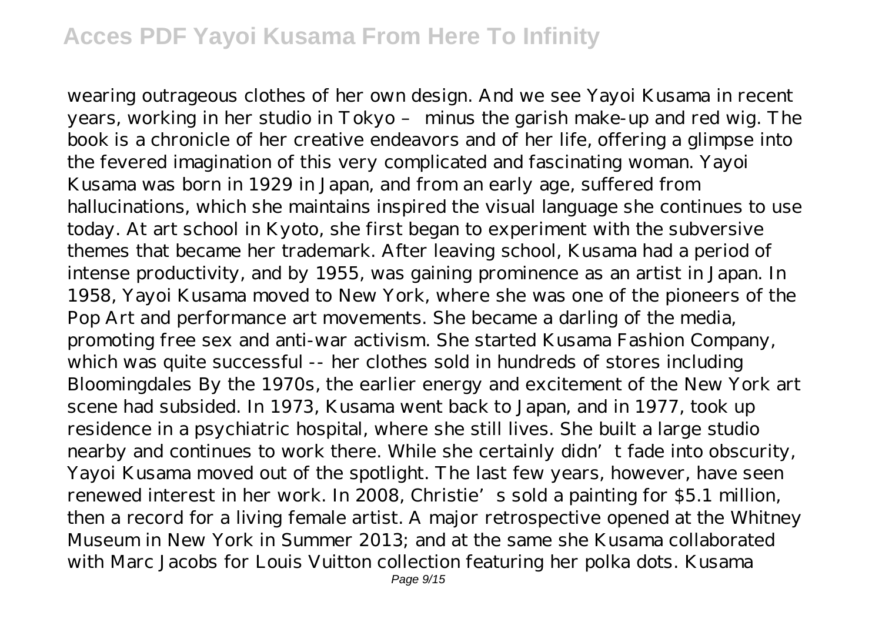wearing outrageous clothes of her own design. And we see Yayoi Kusama in recent years, working in her studio in Tokyo – minus the garish make-up and red wig. The book is a chronicle of her creative endeavors and of her life, offering a glimpse into the fevered imagination of this very complicated and fascinating woman. Yayoi Kusama was born in 1929 in Japan, and from an early age, suffered from hallucinations, which she maintains inspired the visual language she continues to use today. At art school in Kyoto, she first began to experiment with the subversive themes that became her trademark. After leaving school, Kusama had a period of intense productivity, and by 1955, was gaining prominence as an artist in Japan. In 1958, Yayoi Kusama moved to New York, where she was one of the pioneers of the Pop Art and performance art movements. She became a darling of the media, promoting free sex and anti-war activism. She started Kusama Fashion Company, which was quite successful -- her clothes sold in hundreds of stores including Bloomingdales By the 1970s, the earlier energy and excitement of the New York art scene had subsided. In 1973, Kusama went back to Japan, and in 1977, took up residence in a psychiatric hospital, where she still lives. She built a large studio nearby and continues to work there. While she certainly didn't fade into obscurity, Yayoi Kusama moved out of the spotlight. The last few years, however, have seen renewed interest in her work. In 2008, Christie's sold a painting for $5.1 million, then a record for a living female artist. A major retrospective opened at the Whitney Museum in New York in Summer 2013; and at the same she Kusama collaborated with Marc Jacobs for Louis Vuitton collection featuring her polka dots. Kusama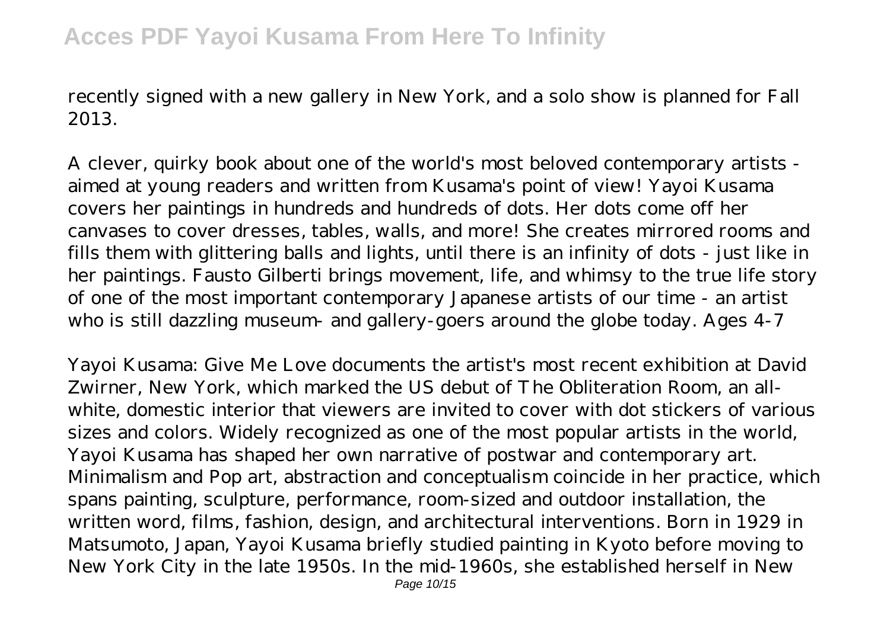recently signed with a new gallery in New York, and a solo show is planned for Fall 2013.

A clever, quirky book about one of the world's most beloved contemporary artists - aimed at young readers and written from Kusama's point of view! Yayoi Kusama covers her paintings in hundreds and hundreds of dots. Her dots come off her canvases to cover dresses, tables, walls, and more! She creates mirrored rooms and fills them with glittering balls and lights, until there is an infinity of dots - just like in her paintings. Fausto Gilberti brings movement, life, and whimsy to the true life story of one of the most important contemporary Japanese artists of our time - an artist who is still dazzling museum- and gallery-goers around the globe today. Ages 4-7

Yayoi Kusama: Give Me Love documents the artist's most recent exhibition at David Zwirner, New York, which marked the US debut of The Obliteration Room, an all-white, domestic interior that viewers are invited to cover with dot stickers of various sizes and colors. Widely recognized as one of the most popular artists in the world, Yayoi Kusama has shaped her own narrative of postwar and contemporary art. Minimalism and Pop art, abstraction and conceptualism coincide in her practice, which spans painting, sculpture, performance, room-sized and outdoor installation, the written word, films, fashion, design, and architectural interventions. Born in 1929 in Matsumoto, Japan, Yayoi Kusama briefly studied painting in Kyoto before moving to New York City in the late 1950s. In the mid-1960s, she established herself in New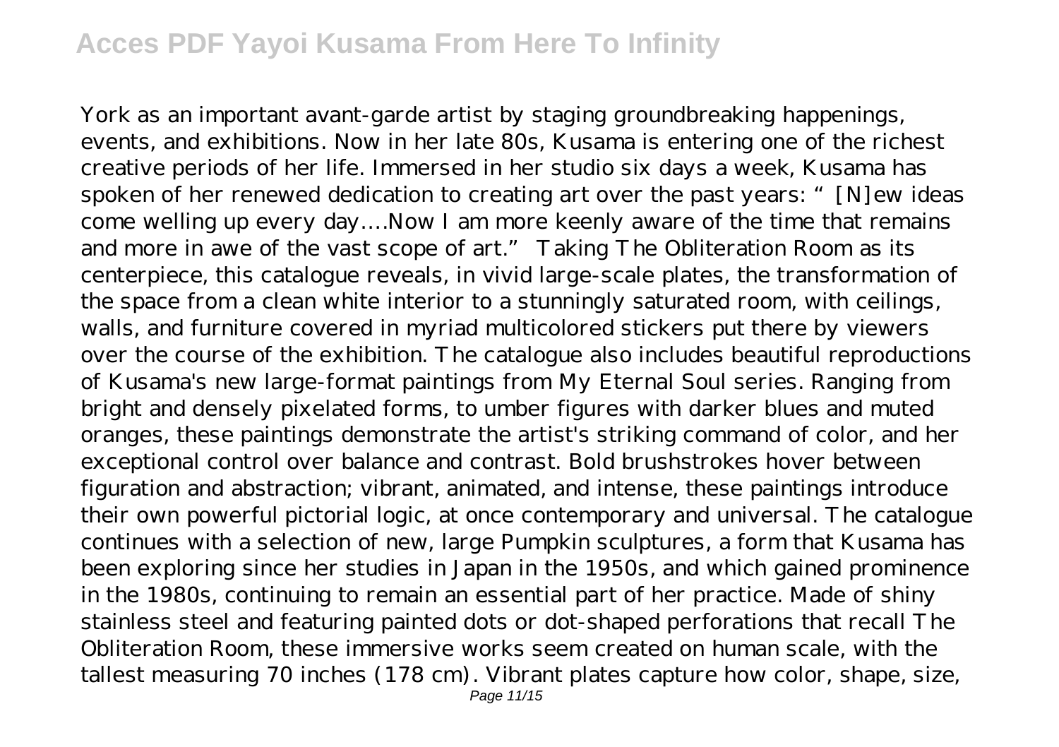York as an important avant-garde artist by staging groundbreaking happenings, events, and exhibitions. Now in her late 80s, Kusama is entering one of the richest creative periods of her life. Immersed in her studio six days a week, Kusama has spoken of her renewed dedication to creating art over the past years: "[N]ew ideas come welling up every day….Now I am more keenly aware of the time that remains and more in awe of the vast scope of art." Taking The Obliteration Room as its centerpiece, this catalogue reveals, in vivid large-scale plates, the transformation of the space from a clean white interior to a stunningly saturated room, with ceilings, walls, and furniture covered in myriad multicolored stickers put there by viewers over the course of the exhibition. The catalogue also includes beautiful reproductions of Kusama's new large-format paintings from My Eternal Soul series. Ranging from bright and densely pixelated forms, to umber figures with darker blues and muted oranges, these paintings demonstrate the artist's striking command of color, and her exceptional control over balance and contrast. Bold brushstrokes hover between figuration and abstraction; vibrant, animated, and intense, these paintings introduce their own powerful pictorial logic, at once contemporary and universal. The catalogue continues with a selection of new, large Pumpkin sculptures, a form that Kusama has been exploring since her studies in Japan in the 1950s, and which gained prominence in the 1980s, continuing to remain an essential part of her practice. Made of shiny stainless steel and featuring painted dots or dot-shaped perforations that recall The Obliteration Room, these immersive works seem created on human scale, with the tallest measuring 70 inches (178 cm). Vibrant plates capture how color, shape, size,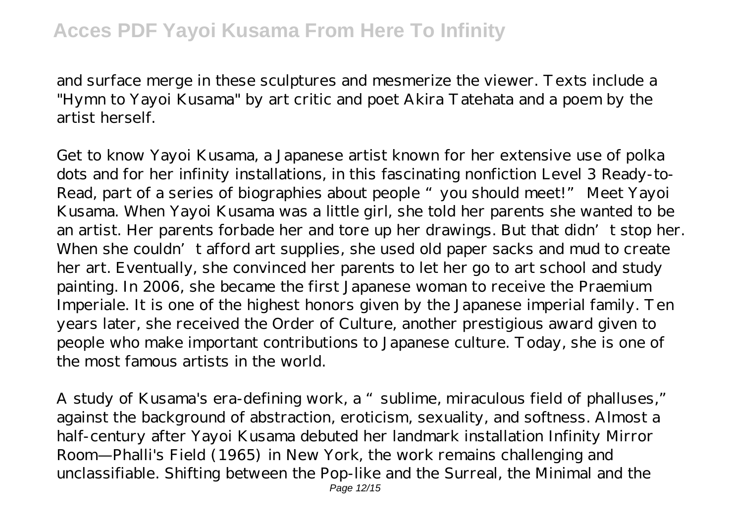and surface merge in these sculptures and mesmerize the viewer. Texts include a "Hymn to Yayoi Kusama" by art critic and poet Akira Tatehata and a poem by the artist herself.

Get to know Yayoi Kusama, a Japanese artist known for her extensive use of polka dots and for her infinity installations, in this fascinating nonfiction Level 3 Ready-to-Read, part of a series of biographies about people "you should meet!" Meet Yayoi Kusama. When Yayoi Kusama was a little girl, she told her parents she wanted to be an artist. Her parents forbade her and tore up her drawings. But that didn't stop her. When she couldn't afford art supplies, she used old paper sacks and mud to create her art. Eventually, she convinced her parents to let her go to art school and study painting. In 2006, she became the first Japanese woman to receive the Praemium Imperiale. It is one of the highest honors given by the Japanese imperial family. Ten years later, she received the Order of Culture, another prestigious award given to people who make important contributions to Japanese culture. Today, she is one of the most famous artists in the world.

A study of Kusama's era-defining work, a "sublime, miraculous field of phalluses," against the background of abstraction, eroticism, sexuality, and softness. Almost a half-century after Yayoi Kusama debuted her landmark installation Infinity Mirror Room—Phalli's Field (1965) in New York, the work remains challenging and unclassifiable. Shifting between the Pop-like and the Surreal, the Minimal and the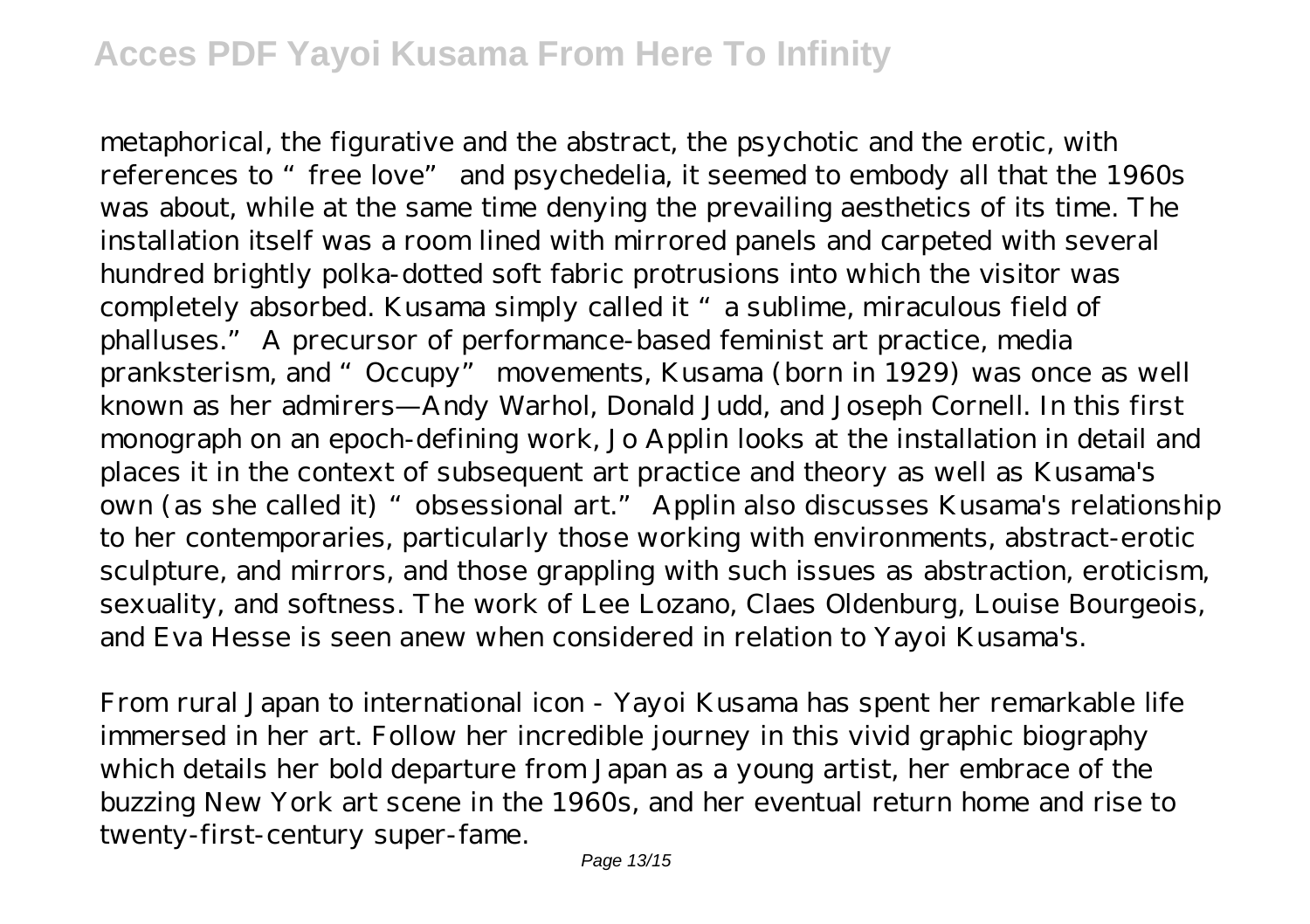metaphorical, the figurative and the abstract, the psychotic and the erotic, with references to "free love" and psychedelia, it seemed to embody all that the 1960s was about, while at the same time denying the prevailing aesthetics of its time. The installation itself was a room lined with mirrored panels and carpeted with several hundred brightly polka-dotted soft fabric protrusions into which the visitor was completely absorbed. Kusama simply called it "a sublime, miraculous field of phalluses." A precursor of performance-based feminist art practice, media pranksterism, and "Occupy" movements, Kusama (born in 1929) was once as well known as her admirers—Andy Warhol, Donald Judd, and Joseph Cornell. In this first monograph on an epoch-defining work, Jo Applin looks at the installation in detail and places it in the context of subsequent art practice and theory as well as Kusama's own (as she called it) "obsessional art." Applin also discusses Kusama's relationship to her contemporaries, particularly those working with environments, abstract-erotic sculpture, and mirrors, and those grappling with such issues as abstraction, eroticism, sexuality, and softness. The work of Lee Lozano, Claes Oldenburg, Louise Bourgeois, and Eva Hesse is seen anew when considered in relation to Yayoi Kusama's.

From rural Japan to international icon - Yayoi Kusama has spent her remarkable life immersed in her art. Follow her incredible journey in this vivid graphic biography which details her bold departure from Japan as a young artist, her embrace of the buzzing New York art scene in the 1960s, and her eventual return home and rise to twenty-first-century super-fame.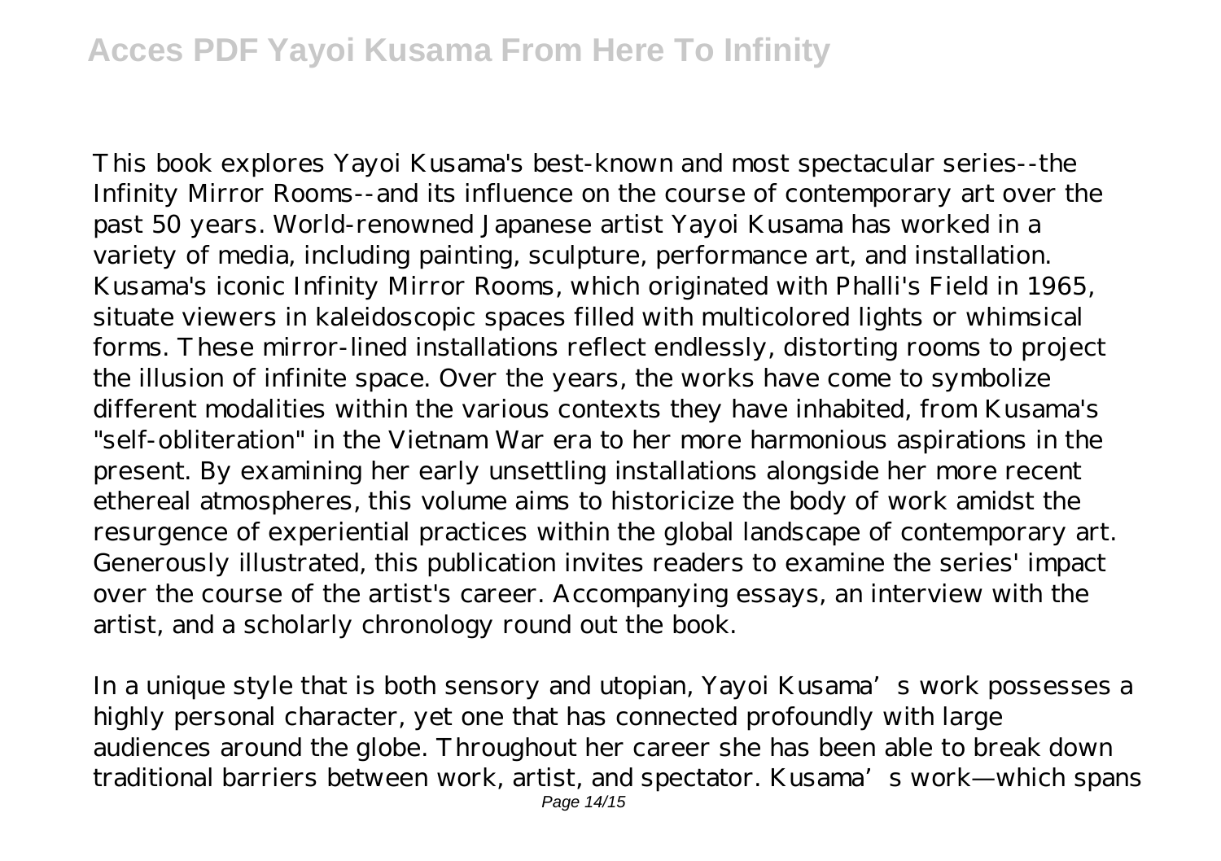This book explores Yayoi Kusama's best-known and most spectacular series--the Infinity Mirror Rooms--and its influence on the course of contemporary art over the past 50 years. World-renowned Japanese artist Yayoi Kusama has worked in a variety of media, including painting, sculpture, performance art, and installation. Kusama's iconic Infinity Mirror Rooms, which originated with Phalli's Field in 1965, situate viewers in kaleidoscopic spaces filled with multicolored lights or whimsical forms. These mirror-lined installations reflect endlessly, distorting rooms to project the illusion of infinite space. Over the years, the works have come to symbolize different modalities within the various contexts they have inhabited, from Kusama's "self-obliteration" in the Vietnam War era to her more harmonious aspirations in the present. By examining her early unsettling installations alongside her more recent ethereal atmospheres, this volume aims to historicize the body of work amidst the resurgence of experiential practices within the global landscape of contemporary art. Generously illustrated, this publication invites readers to examine the series' impact over the course of the artist's career. Accompanying essays, an interview with the artist, and a scholarly chronology round out the book.

In a unique style that is both sensory and utopian, Yayoi Kusama's work possesses a highly personal character, yet one that has connected profoundly with large audiences around the globe. Throughout her career she has been able to break down traditional barriers between work, artist, and spectator. Kusama's work—which spans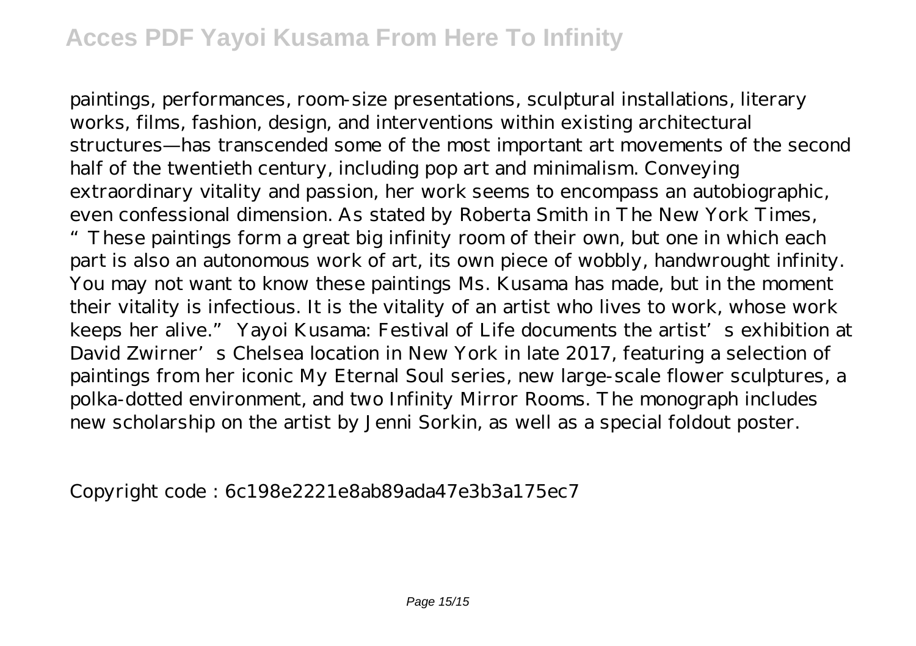paintings, performances, room-size presentations, sculptural installations, literary works, films, fashion, design, and interventions within existing architectural structures—has transcended some of the most important art movements of the second half of the twentieth century, including pop art and minimalism. Conveying extraordinary vitality and passion, her work seems to encompass an autobiographic, even confessional dimension. As stated by Roberta Smith in The New York Times, "These paintings form a great big infinity room of their own, but one in which each part is also an autonomous work of art, its own piece of wobbly, handwrought infinity. You may not want to know these paintings Ms. Kusama has made, but in the moment their vitality is infectious. It is the vitality of an artist who lives to work, whose work keeps her alive." Yayoi Kusama: Festival of Life documents the artist's exhibition at David Zwirner's Chelsea location in New York in late 2017, featuring a selection of paintings from her iconic My Eternal Soul series, new large-scale flower sculptures, a polka-dotted environment, and two Infinity Mirror Rooms. The monograph includes new scholarship on the artist by Jenni Sorkin, as well as a special foldout poster.

Copyright code : 6c198e2221e8ab89ada47e3b3a175ec7